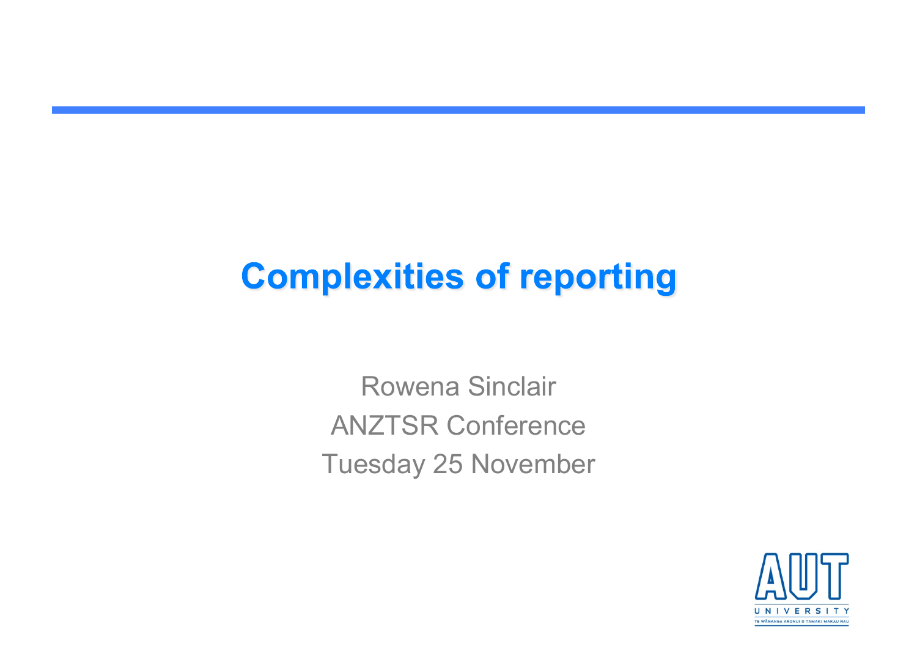# Complexities of reporting

Rowena Sinclair

ANZTSR Conference

Tuesday 25 November

AUT UNIVERSITY

TE WĀNANGA ARONUI O TAMAKI MAKAU RAU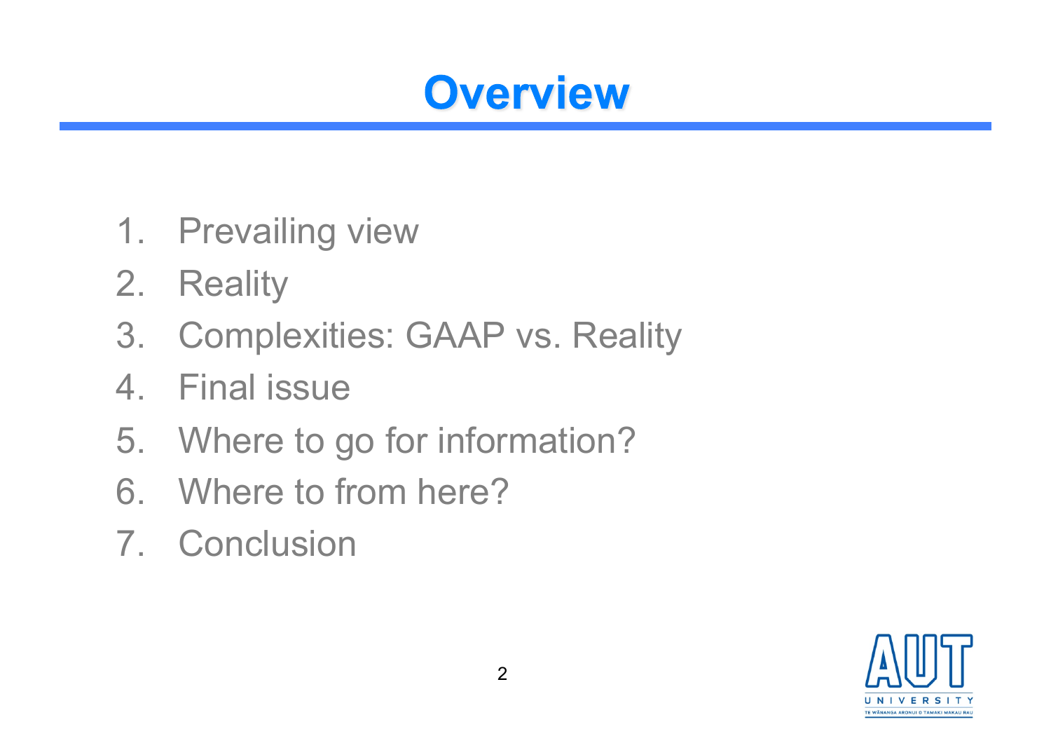# Overview

1. Prevailing view
2. Reality
3. Complexities: GAAP vs. Reality
4. Final issue
5. Where to go for information?
6. Where to from here?
7. Conclusion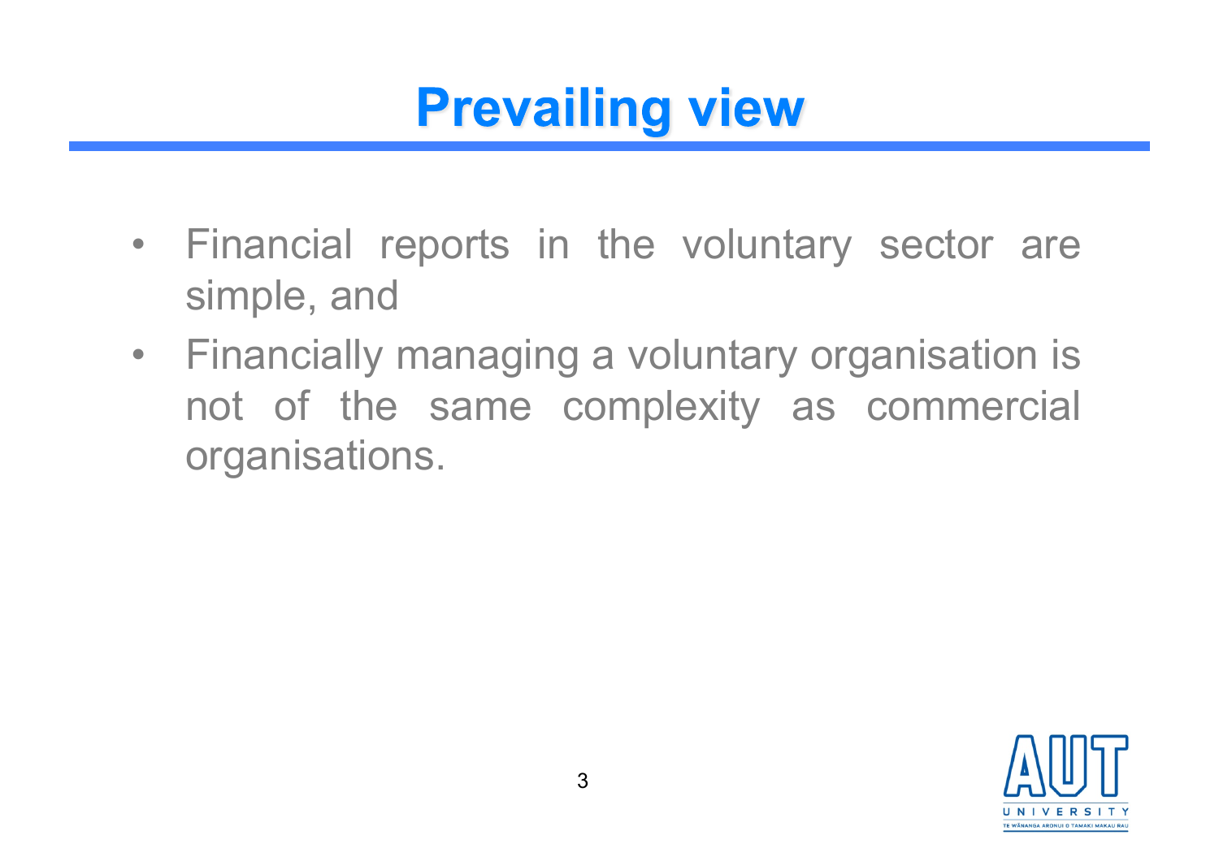# Prevailing view

- Financial reports in the voluntary sector are simple, and
- Financially managing a voluntary organisation is not of the same complexity as commercial organisations.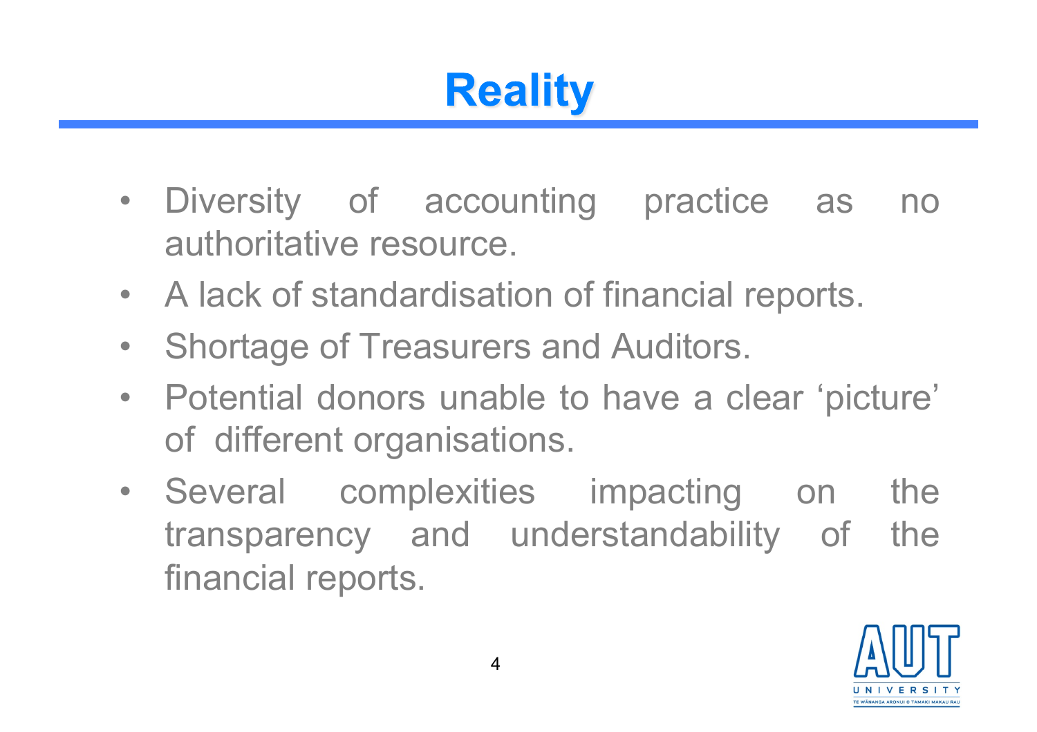# Reality

- Diversity of accounting practice as no authoritative resource.
- A lack of standardisation of financial reports.
- Shortage of Treasurers and Auditors.
- Potential donors unable to have a clear 'picture' of different organisations.
- Several complexities impacting on the transparency and understandability of the financial reports.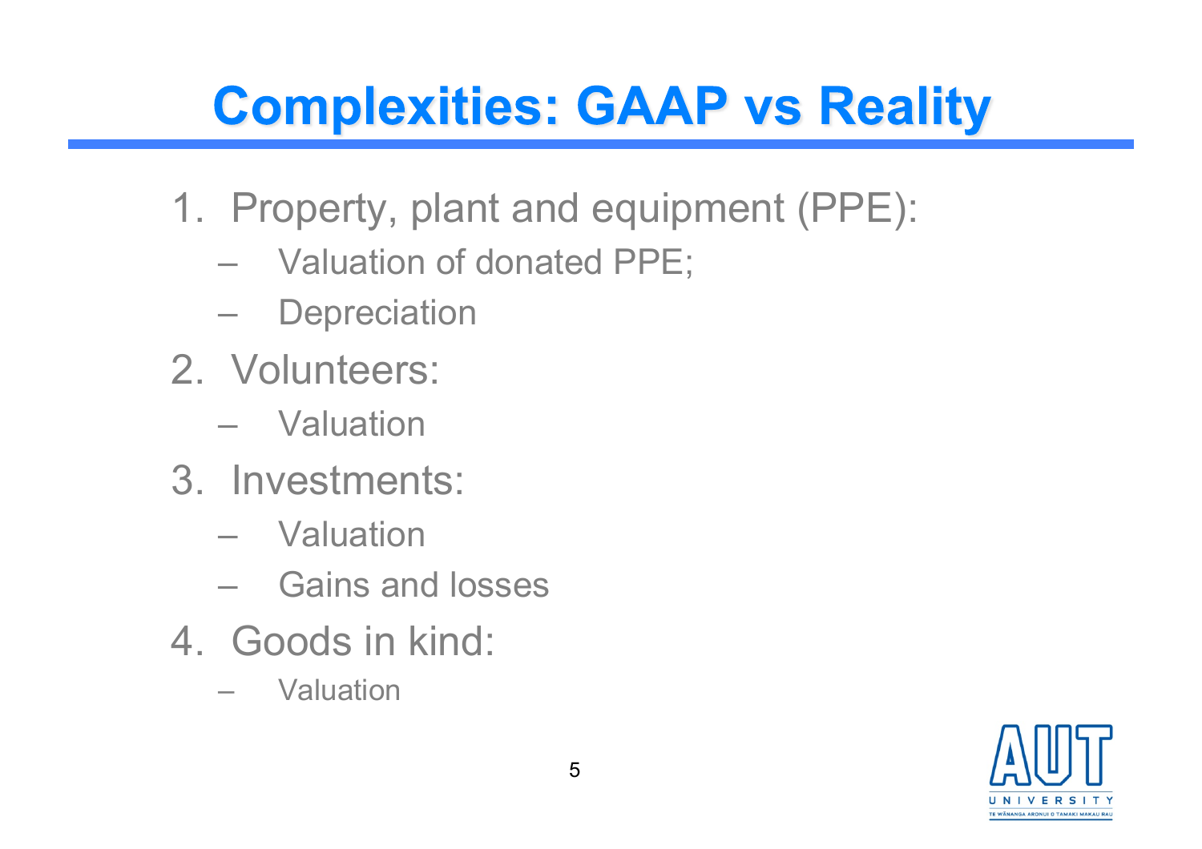# Complexities: GAAP vs Reality

1. Property, plant and equipment (PPE):
   - Valuation of donated PPE;
   - Depreciation
2. Volunteers:
   - Valuation
3. Investments:
   - Valuation
   - Gains and losses
4. Goods in kind:
   - Valuation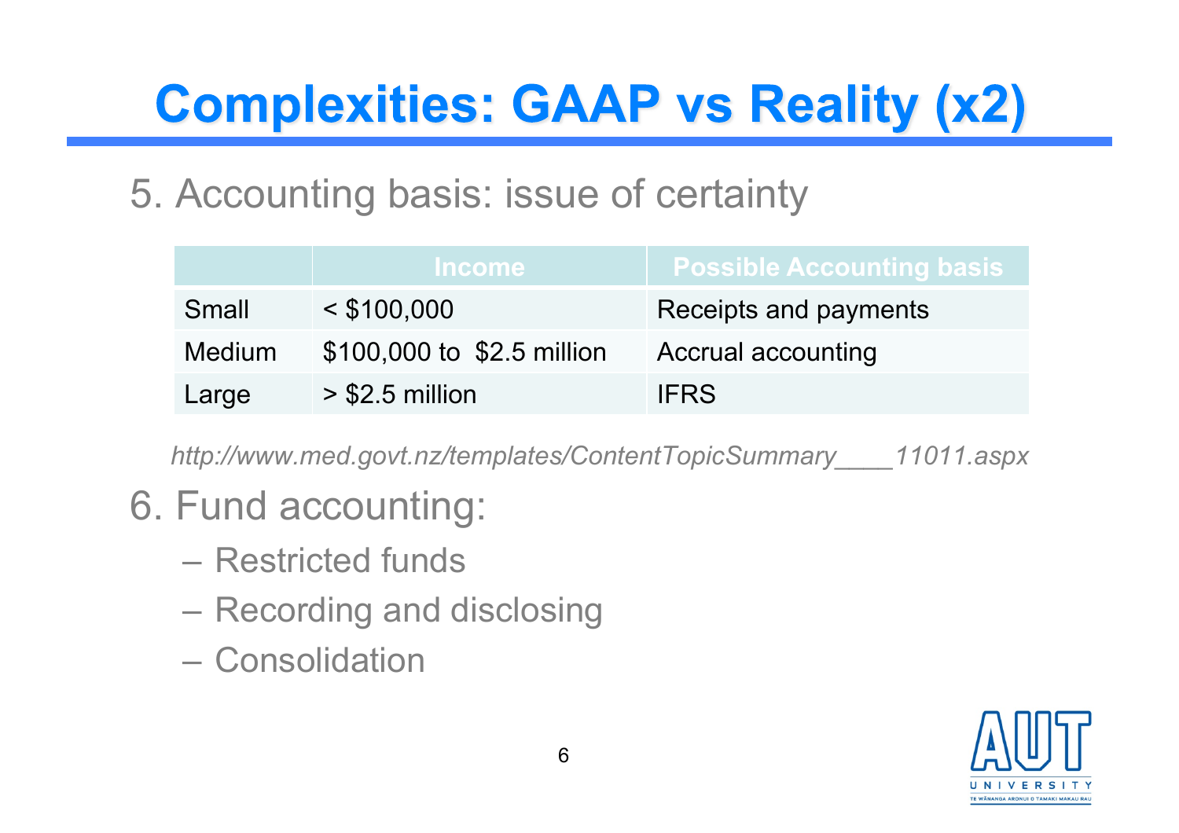# Complexities: GAAP vs Reality (x2)

5. Accounting basis: issue of certainty

| | Income | Possible Accounting basis |
|---|---|---|
| Small | < $100,000 | Receipts and payments |
| Medium | $100,000 to $2.5 million | Accrual accounting |
| Large | > $2.5 million | IFRS |

*http://www.med.govt.nz/templates/ContentTopicSummary____11011.aspx*

6. Fund accounting:
   - Restricted funds
   - Recording and disclosing
   - Consolidation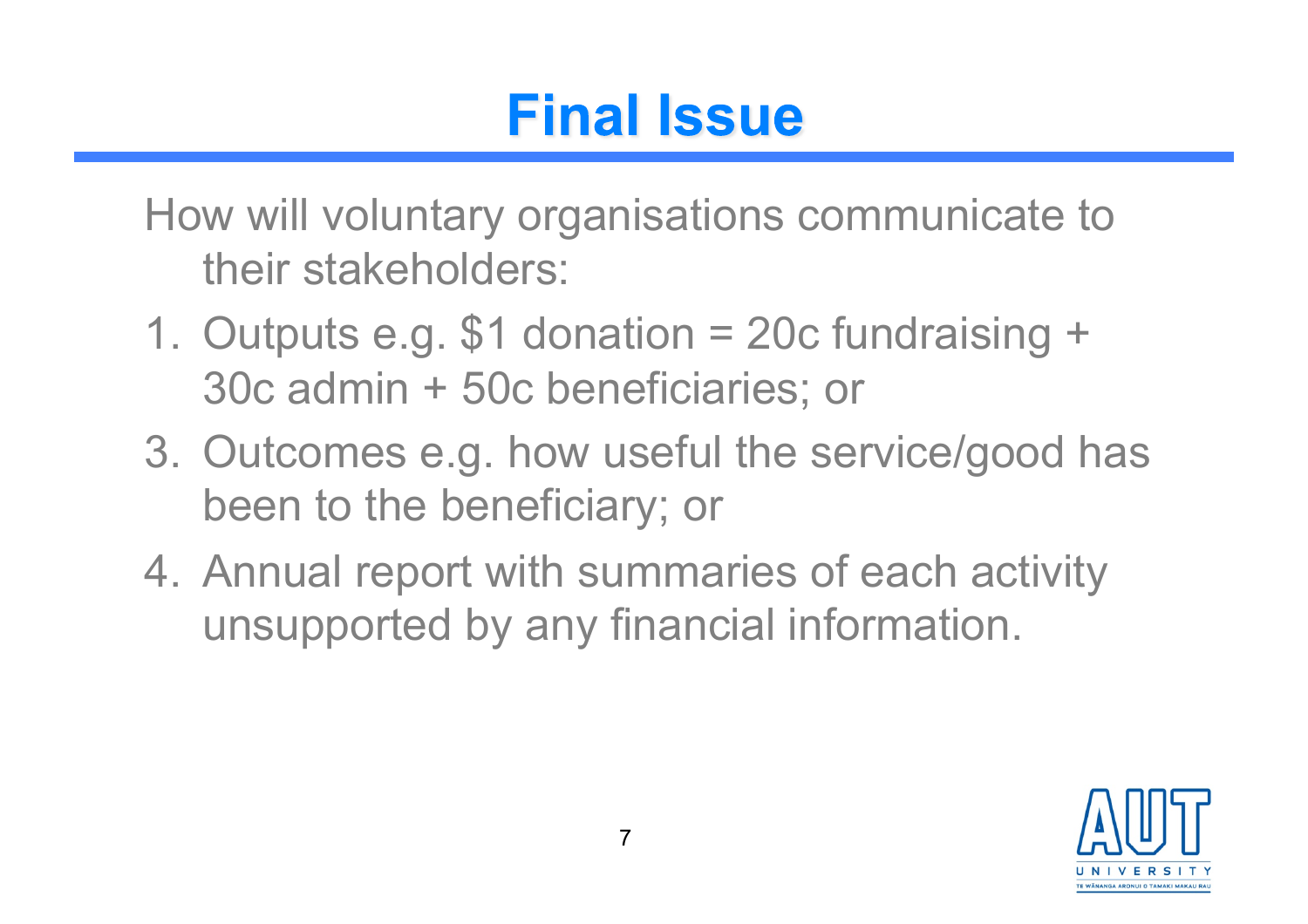# Final Issue

How will voluntary organisations communicate to their stakeholders:

1. Outputs e.g. $1 donation = 20c fundraising + 30c admin + 50c beneficiaries; or
3. Outcomes e.g. how useful the service/good has been to the beneficiary; or
4. Annual report with summaries of each activity unsupported by any financial information.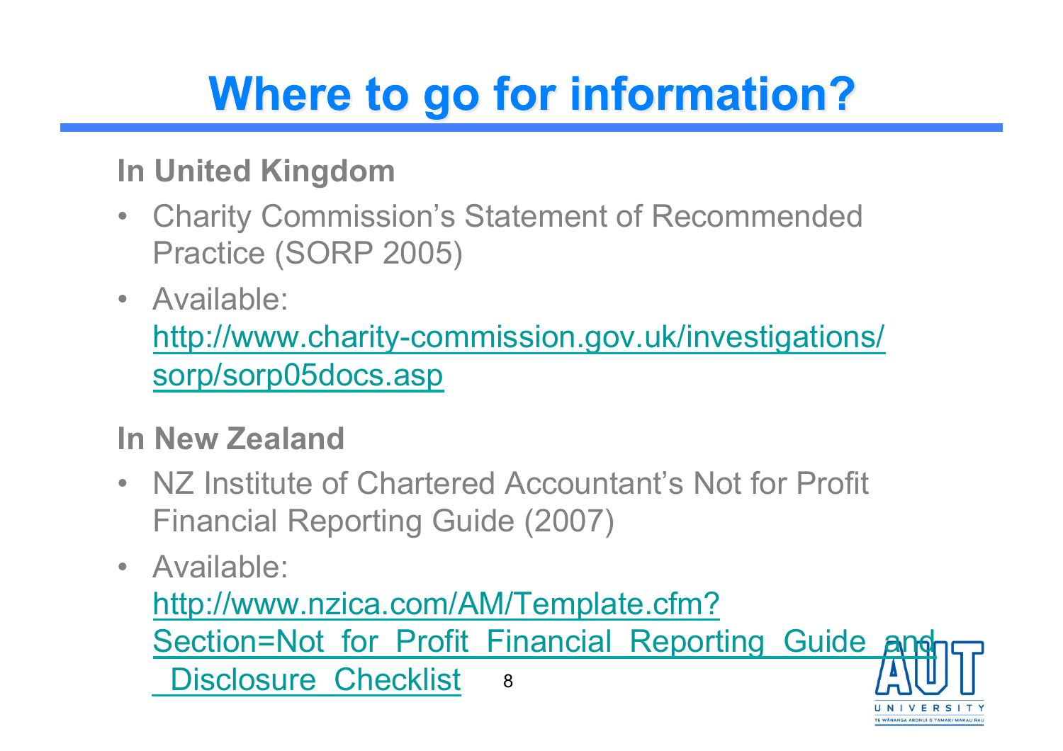# Where to go for information?

**In United Kingdom**

- Charity Commission's Statement of Recommended Practice (SORP 2005)
- Available: http://www.charity-commission.gov.uk/investigations/sorp/sorp05docs.asp

**In New Zealand**

- NZ Institute of Chartered Accountant's Not for Profit Financial Reporting Guide (2007)
- Available: http://www.nzica.com/AM/Template.cfm?Section=Not_for_Profit_Financial_Reporting_Guide_and_Disclosure_Checklist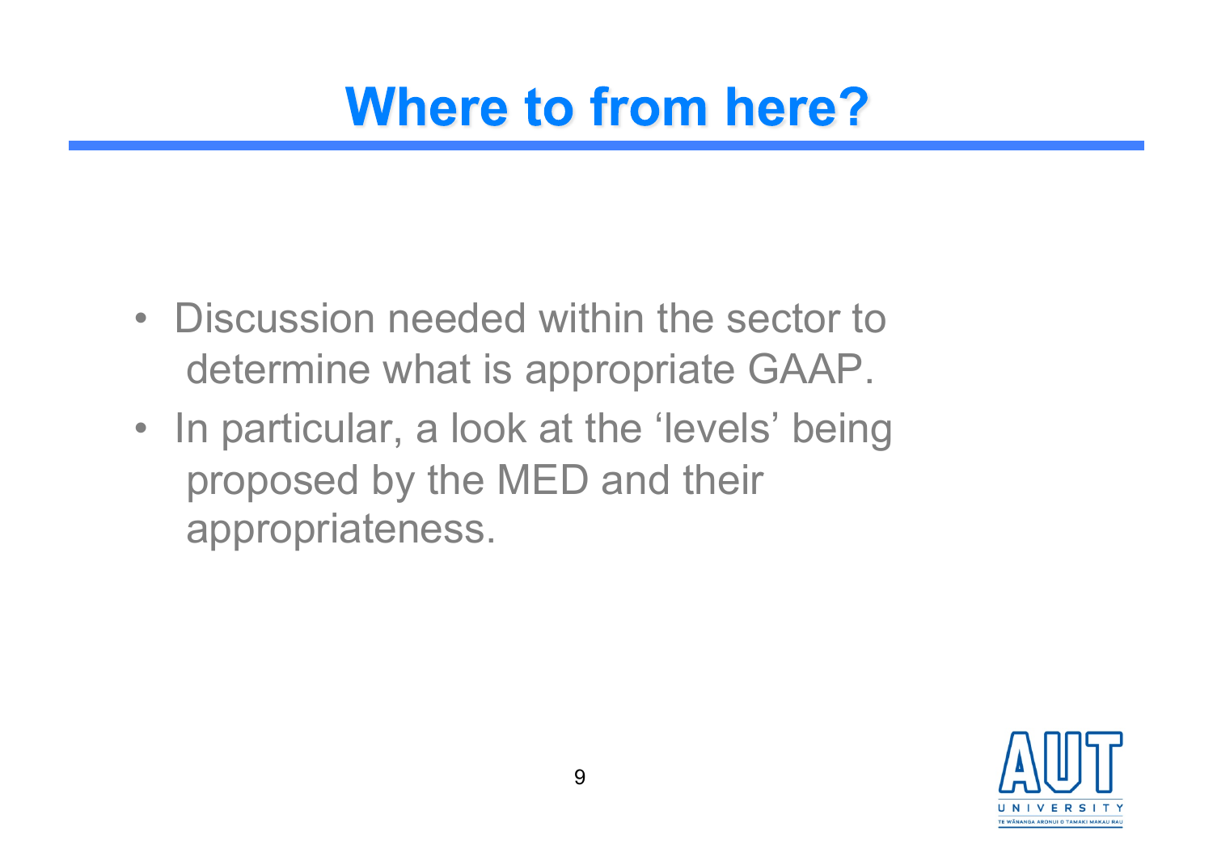# Where to from here?

- Discussion needed within the sector to determine what is appropriate GAAP.
- In particular, a look at the ‘levels’ being proposed by the MED and their appropriateness.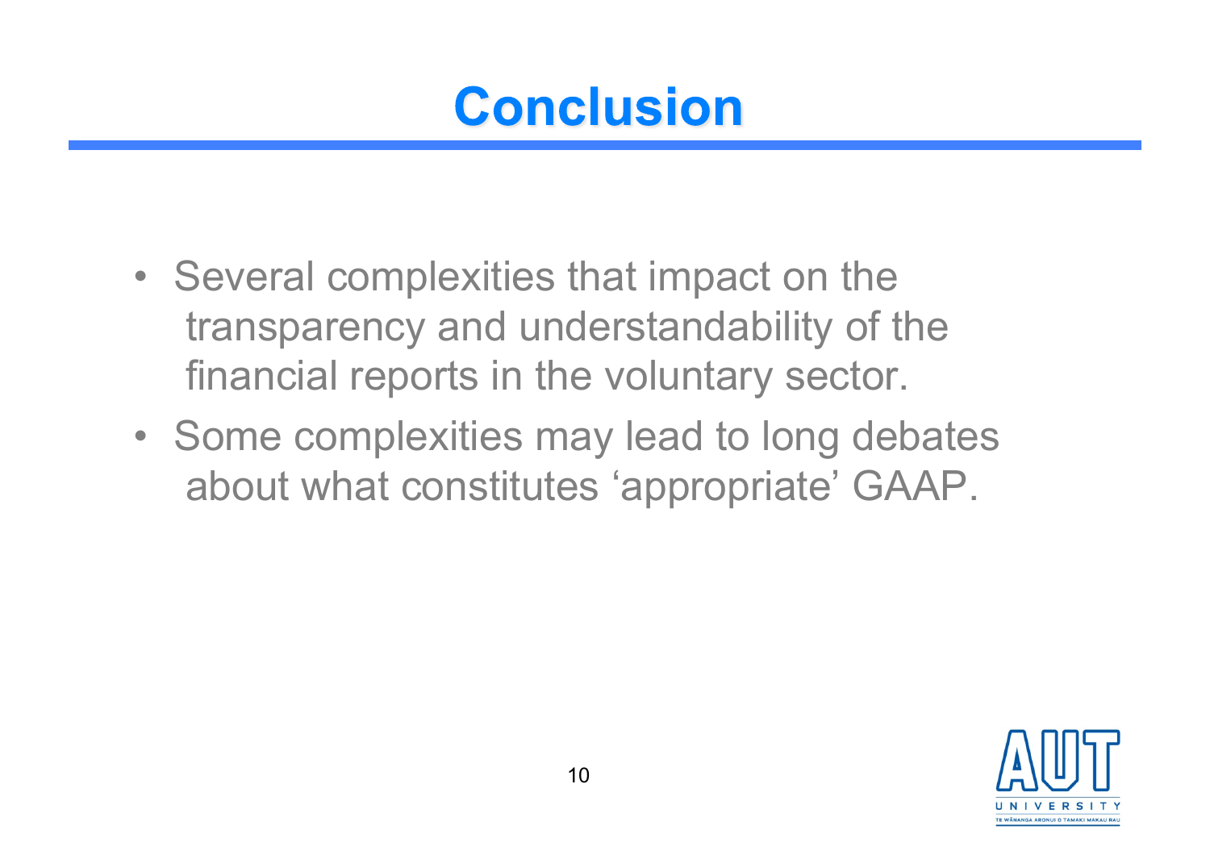# Conclusion

- Several complexities that impact on the transparency and understandability of the financial reports in the voluntary sector.
- Some complexities may lead to long debates about what constitutes 'appropriate' GAAP.